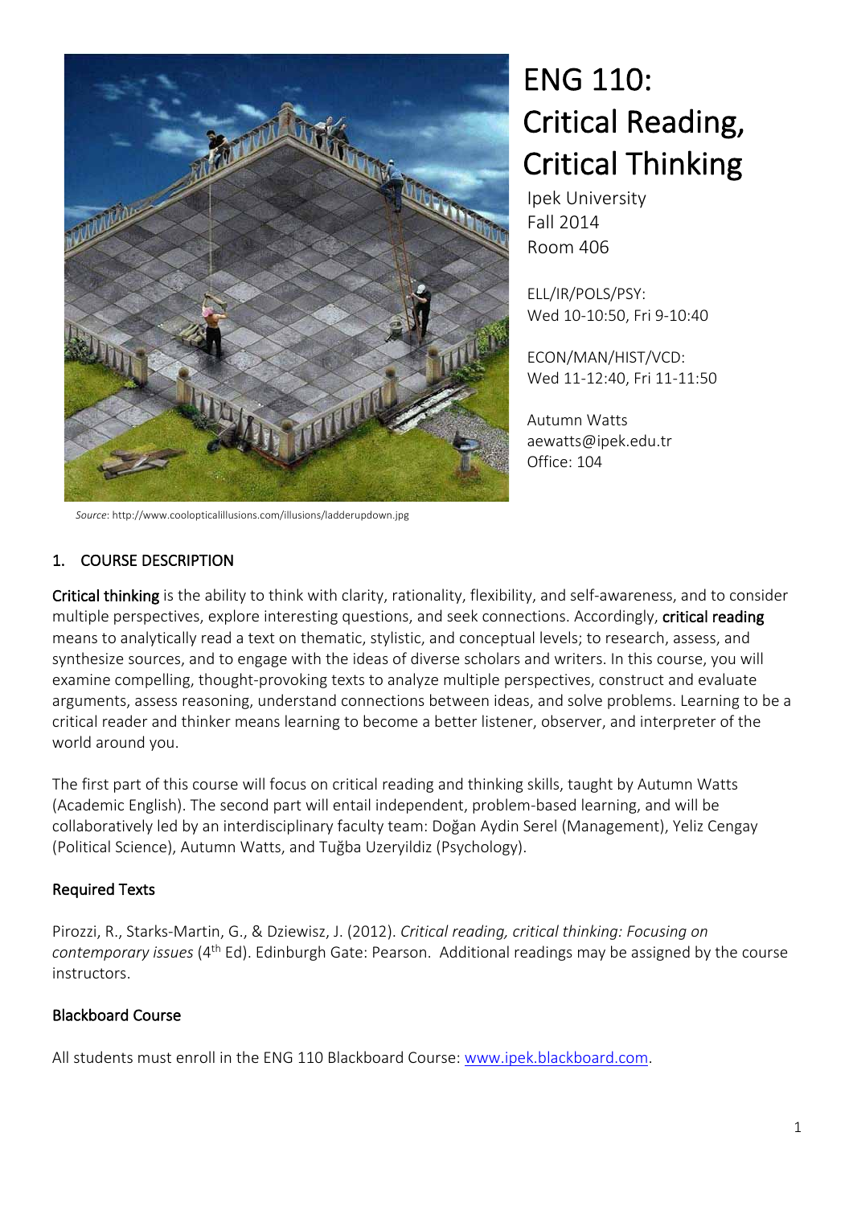# ENG 110: Critical Reading, Critical Thinking

Ipek University
Fall 2014
Room 406

ELL/IR/POLS/PSY:
Wed 10-10:50, Fri 9-10:40

ECON/MAN/HIST/VCD:
Wed 11-12:40, Fri 11-11:50

Autumn Watts
aewatts@ipek.edu.tr
Office: 104

*Source*: http://www.coolopticalillusions.com/illusions/ladderupdown.jpg

## 1. COURSE DESCRIPTION

**Critical thinking** is the ability to think with clarity, rationality, flexibility, and self-awareness, and to consider multiple perspectives, explore interesting questions, and seek connections. Accordingly, **critical reading** means to analytically read a text on thematic, stylistic, and conceptual levels; to research, assess, and synthesize sources, and to engage with the ideas of diverse scholars and writers. In this course, you will examine compelling, thought-provoking texts to analyze multiple perspectives, construct and evaluate arguments, assess reasoning, understand connections between ideas, and solve problems. Learning to be a critical reader and thinker means learning to become a better listener, observer, and interpreter of the world around you.

The first part of this course will focus on critical reading and thinking skills, taught by Autumn Watts (Academic English). The second part will entail independent, problem-based learning, and will be collaboratively led by an interdisciplinary faculty team: Doğan Aydin Serel (Management), Yeliz Cengay (Political Science), Autumn Watts, and Tuğba Uzeryildiz (Psychology).

### Required Texts

Pirozzi, R., Starks-Martin, G., & Dziewisz, J. (2012). *Critical reading, critical thinking: Focusing on contemporary issues* (4th Ed). Edinburgh Gate: Pearson. Additional readings may be assigned by the course instructors.

### Blackboard Course

All students must enroll in the ENG 110 Blackboard Course: www.ipek.blackboard.com.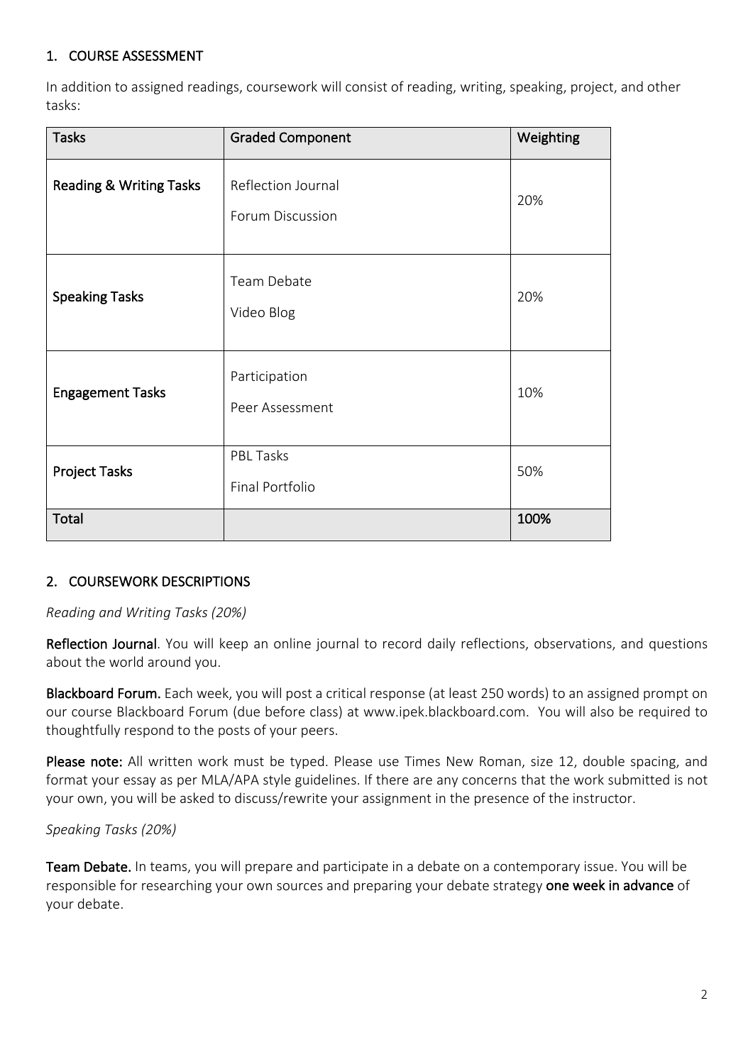## 1. COURSE ASSESSMENT

In addition to assigned readings, coursework will consist of reading, writing, speaking, project, and other tasks:

| Tasks | Graded Component | Weighting |
|---|---|---|
| **Reading & Writing Tasks** | Reflection Journal<br>Forum Discussion | 20% |
| **Speaking Tasks** | Team Debate<br>Video Blog | 20% |
| **Engagement Tasks** | Participation<br>Peer Assessment | 10% |
| **Project Tasks** | PBL Tasks<br>Final Portfolio | 50% |
| **Total** | | **100%** |

## 2. COURSEWORK DESCRIPTIONS

*Reading and Writing Tasks (20%)*

**Reflection Journal**. You will keep an online journal to record daily reflections, observations, and questions about the world around you.

**Blackboard Forum.** Each week, you will post a critical response (at least 250 words) to an assigned prompt on our course Blackboard Forum (due before class) at www.ipek.blackboard.com. You will also be required to thoughtfully respond to the posts of your peers.

**Please note:** All written work must be typed. Please use Times New Roman, size 12, double spacing, and format your essay as per MLA/APA style guidelines. If there are any concerns that the work submitted is not your own, you will be asked to discuss/rewrite your assignment in the presence of the instructor.

*Speaking Tasks (20%)*

**Team Debate.** In teams, you will prepare and participate in a debate on a contemporary issue. You will be responsible for researching your own sources and preparing your debate strategy **one week in advance** of your debate.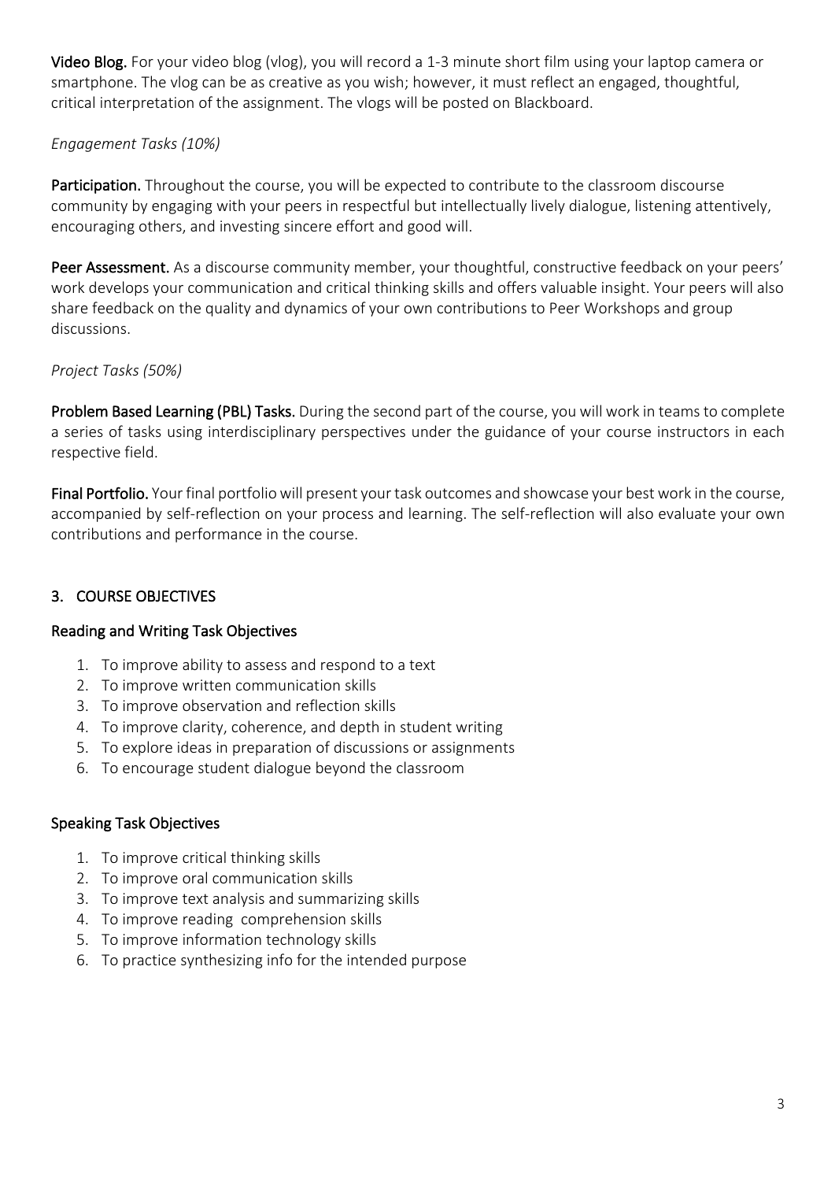**Video Blog.** For your video blog (vlog), you will record a 1-3 minute short film using your laptop camera or smartphone. The vlog can be as creative as you wish; however, it must reflect an engaged, thoughtful, critical interpretation of the assignment. The vlogs will be posted on Blackboard.

*Engagement Tasks (10%)*

**Participation.** Throughout the course, you will be expected to contribute to the classroom discourse community by engaging with your peers in respectful but intellectually lively dialogue, listening attentively, encouraging others, and investing sincere effort and good will.

**Peer Assessment.** As a discourse community member, your thoughtful, constructive feedback on your peers' work develops your communication and critical thinking skills and offers valuable insight. Your peers will also share feedback on the quality and dynamics of your own contributions to Peer Workshops and group discussions.

*Project Tasks (50%)*

**Problem Based Learning (PBL) Tasks.** During the second part of the course, you will work in teams to complete a series of tasks using interdisciplinary perspectives under the guidance of your course instructors in each respective field.

**Final Portfolio.** Your final portfolio will present your task outcomes and showcase your best work in the course, accompanied by self-reflection on your process and learning. The self-reflection will also evaluate your own contributions and performance in the course.

## 3. COURSE OBJECTIVES

### Reading and Writing Task Objectives

1. To improve ability to assess and respond to a text
2. To improve written communication skills
3. To improve observation and reflection skills
4. To improve clarity, coherence, and depth in student writing
5. To explore ideas in preparation of discussions or assignments
6. To encourage student dialogue beyond the classroom

### Speaking Task Objectives

1. To improve critical thinking skills
2. To improve oral communication skills
3. To improve text analysis and summarizing skills
4. To improve reading comprehension skills
5. To improve information technology skills
6. To practice synthesizing info for the intended purpose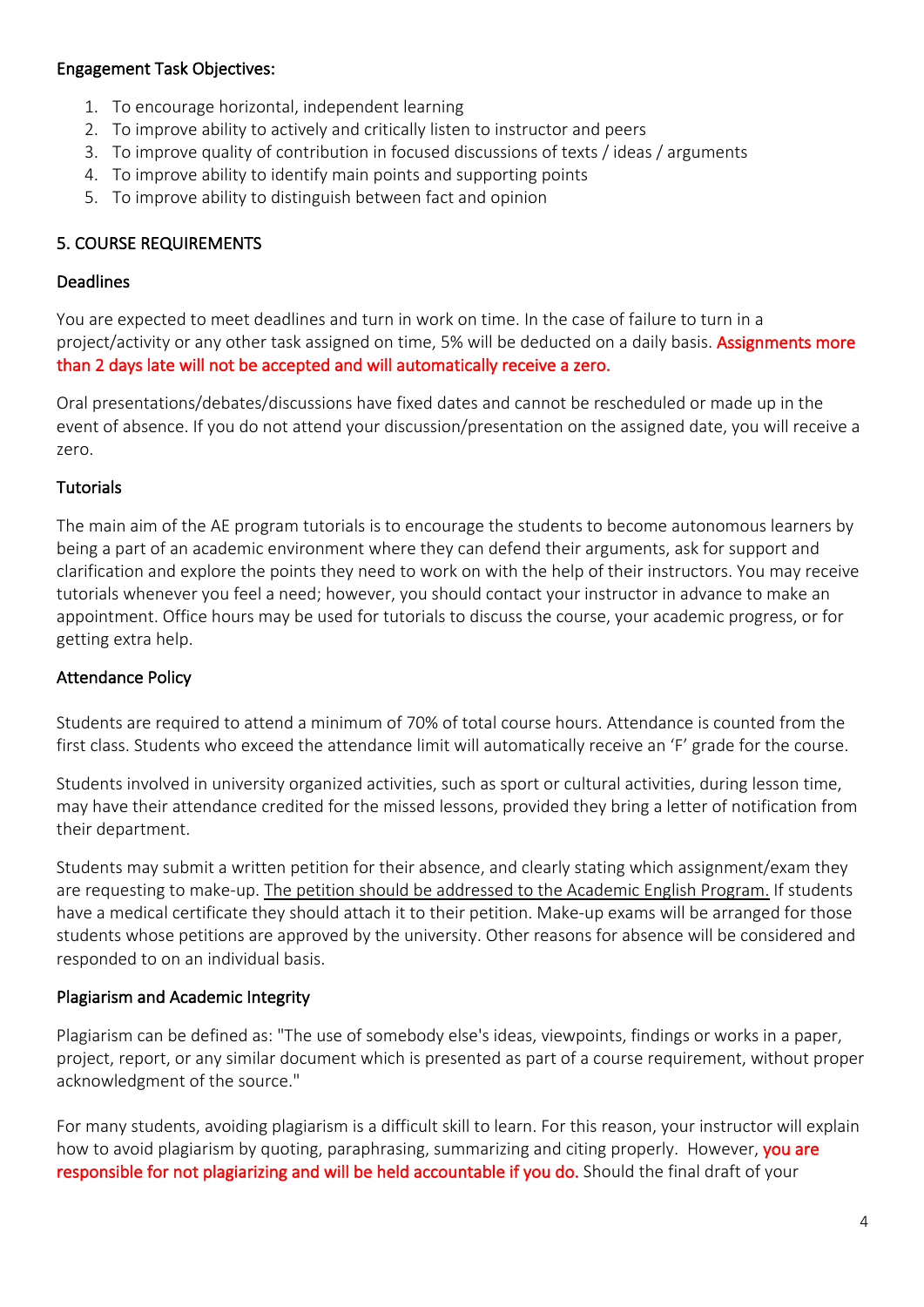### Engagement Task Objectives:

1. To encourage horizontal, independent learning
2. To improve ability to actively and critically listen to instructor and peers
3. To improve quality of contribution in focused discussions of texts / ideas / arguments
4. To improve ability to identify main points and supporting points
5. To improve ability to distinguish between fact and opinion

## 5. COURSE REQUIREMENTS

### Deadlines

You are expected to meet deadlines and turn in work on time. In the case of failure to turn in a project/activity or any other task assigned on time, 5% will be deducted on a daily basis. **Assignments more than 2 days late will not be accepted and will automatically receive a zero.**

Oral presentations/debates/discussions have fixed dates and cannot be rescheduled or made up in the event of absence. If you do not attend your discussion/presentation on the assigned date, you will receive a zero.

### Tutorials

The main aim of the AE program tutorials is to encourage the students to become autonomous learners by being a part of an academic environment where they can defend their arguments, ask for support and clarification and explore the points they need to work on with the help of their instructors. You may receive tutorials whenever you feel a need; however, you should contact your instructor in advance to make an appointment. Office hours may be used for tutorials to discuss the course, your academic progress, or for getting extra help.

### Attendance Policy

Students are required to attend a minimum of 70% of total course hours. Attendance is counted from the first class. Students who exceed the attendance limit will automatically receive an 'F' grade for the course.

Students involved in university organized activities, such as sport or cultural activities, during lesson time, may have their attendance credited for the missed lessons, provided they bring a letter of notification from their department.

Students may submit a written petition for their absence, and clearly stating which assignment/exam they are requesting to make-up. The petition should be addressed to the Academic English Program. If students have a medical certificate they should attach it to their petition. Make-up exams will be arranged for those students whose petitions are approved by the university. Other reasons for absence will be considered and responded to on an individual basis.

### Plagiarism and Academic Integrity

Plagiarism can be defined as: "The use of somebody else's ideas, viewpoints, findings or works in a paper, project, report, or any similar document which is presented as part of a course requirement, without proper acknowledgment of the source."

For many students, avoiding plagiarism is a difficult skill to learn. For this reason, your instructor will explain how to avoid plagiarism by quoting, paraphrasing, summarizing and citing properly. However, **you are responsible for not plagiarizing and will be held accountable if you do.** Should the final draft of your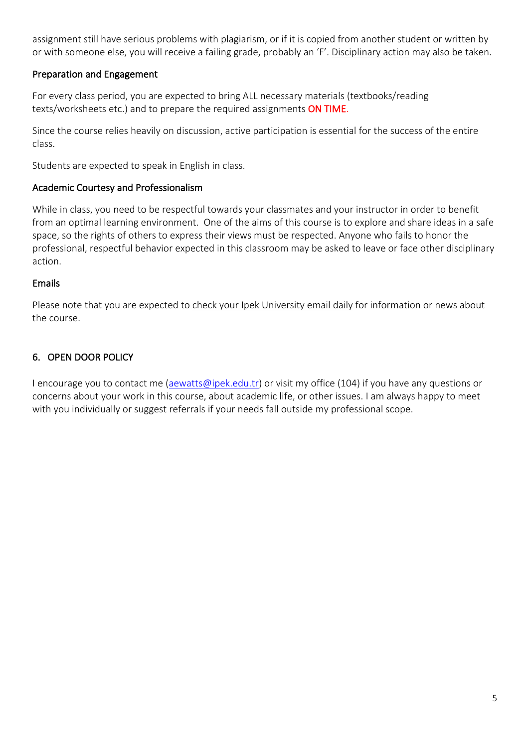assignment still have serious problems with plagiarism, or if it is copied from another student or written by or with someone else, you will receive a failing grade, probably an 'F'. Disciplinary action may also be taken.

### Preparation and Engagement

For every class period, you are expected to bring ALL necessary materials (textbooks/reading texts/worksheets etc.) and to prepare the required assignments ON TIME.

Since the course relies heavily on discussion, active participation is essential for the success of the entire class.

Students are expected to speak in English in class.

### Academic Courtesy and Professionalism

While in class, you need to be respectful towards your classmates and your instructor in order to benefit from an optimal learning environment. One of the aims of this course is to explore and share ideas in a safe space, so the rights of others to express their views must be respected. Anyone who fails to honor the professional, respectful behavior expected in this classroom may be asked to leave or face other disciplinary action.

### Emails

Please note that you are expected to check your Ipek University email daily for information or news about the course.

## 6. OPEN DOOR POLICY

I encourage you to contact me (aewatts@ipek.edu.tr) or visit my office (104) if you have any questions or concerns about your work in this course, about academic life, or other issues. I am always happy to meet with you individually or suggest referrals if your needs fall outside my professional scope.